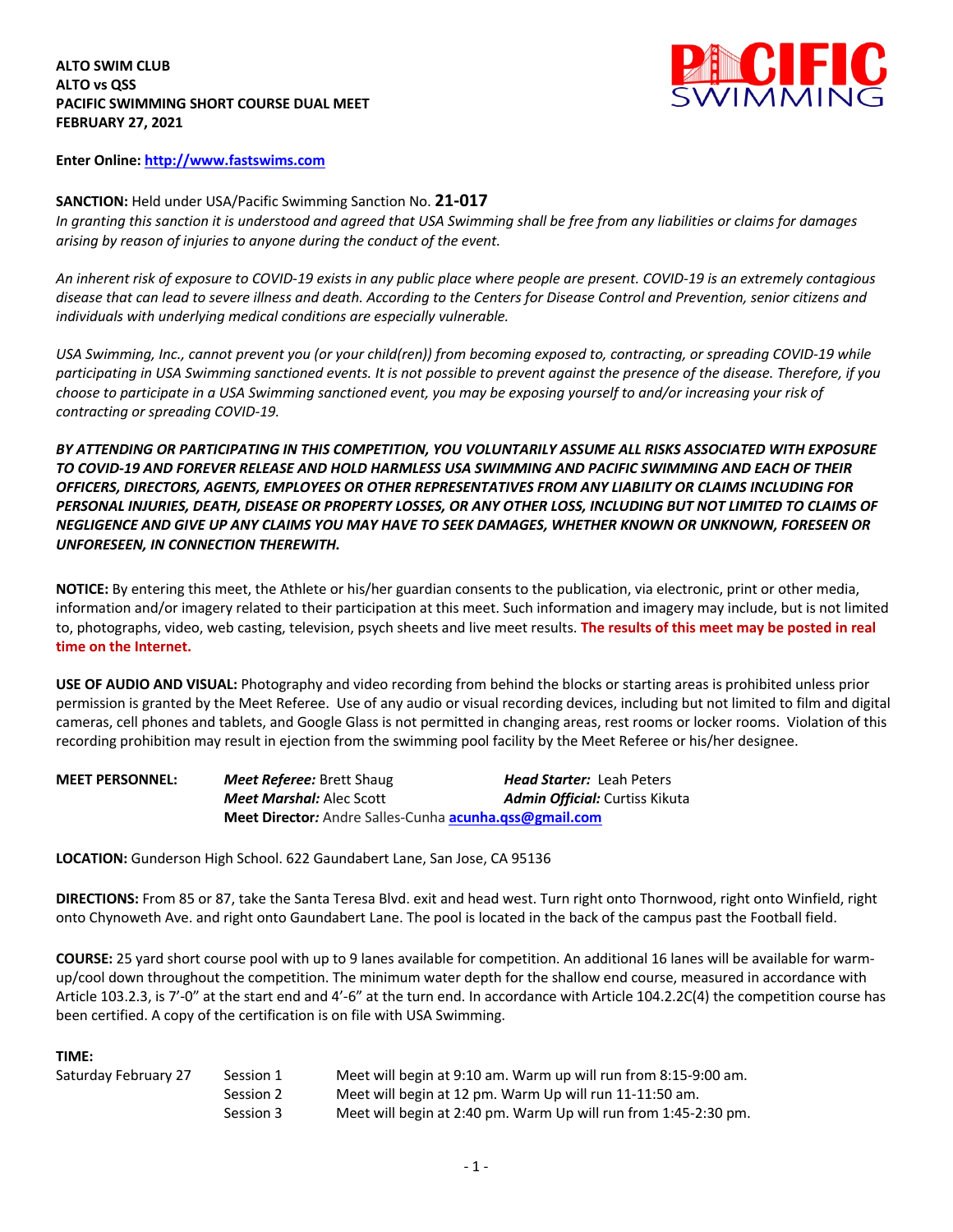**ALTO SWIM CLUB**
**ALTO vs QSS**
**PACIFIC SWIMMING SHORT COURSE DUAL MEET**
**FEBRUARY 27, 2021**

**Enter Online: [http://www.fastswims.com](http://www.fastswims.com)**

**SANCTION:** Held under USA/Pacific Swimming Sanction No. **21-017**
*In granting this sanction it is understood and agreed that USA Swimming shall be free from any liabilities or claims for damages arising by reason of injuries to anyone during the conduct of the event.*

*An inherent risk of exposure to COVID-19 exists in any public place where people are present. COVID-19 is an extremely contagious disease that can lead to severe illness and death. According to the Centers for Disease Control and Prevention, senior citizens and individuals with underlying medical conditions are especially vulnerable.*

*USA Swimming, Inc., cannot prevent you (or your child(ren)) from becoming exposed to, contracting, or spreading COVID-19 while participating in USA Swimming sanctioned events. It is not possible to prevent against the presence of the disease. Therefore, if you choose to participate in a USA Swimming sanctioned event, you may be exposing yourself to and/or increasing your risk of contracting or spreading COVID-19.*

***BY ATTENDING OR PARTICIPATING IN THIS COMPETITION, YOU VOLUNTARILY ASSUME ALL RISKS ASSOCIATED WITH EXPOSURE TO COVID-19 AND FOREVER RELEASE AND HOLD HARMLESS USA SWIMMING AND PACIFIC SWIMMING AND EACH OF THEIR OFFICERS, DIRECTORS, AGENTS, EMPLOYEES OR OTHER REPRESENTATIVES FROM ANY LIABILITY OR CLAIMS INCLUDING FOR PERSONAL INJURIES, DEATH, DISEASE OR PROPERTY LOSSES, OR ANY OTHER LOSS, INCLUDING BUT NOT LIMITED TO CLAIMS OF NEGLIGENCE AND GIVE UP ANY CLAIMS YOU MAY HAVE TO SEEK DAMAGES, WHETHER KNOWN OR UNKNOWN, FORESEEN OR UNFORESEEN, IN CONNECTION THEREWITH.***

**NOTICE:** By entering this meet, the Athlete or his/her guardian consents to the publication, via electronic, print or other media, information and/or imagery related to their participation at this meet. Such information and imagery may include, but is not limited to, photographs, video, web casting, television, psych sheets and live meet results. **The results of this meet may be posted in real time on the Internet.**

**USE OF AUDIO AND VISUAL:** Photography and video recording from behind the blocks or starting areas is prohibited unless prior permission is granted by the Meet Referee. Use of any audio or visual recording devices, including but not limited to film and digital cameras, cell phones and tablets, and Google Glass is not permitted in changing areas, rest rooms or locker rooms. Violation of this recording prohibition may result in ejection from the swimming pool facility by the Meet Referee or his/her designee.

**MEET PERSONNEL:**
***Meet Referee:*** Brett Shaug
***Head Starter:*** Leah Peters
***Meet Marshal:*** Alec Scott
***Admin Official:*** Curtiss Kikuta
**Meet Director***:* Andre Salles-Cunha **[acunha.qss@gmail.com](mailto:acunha.qss@gmail.com)**

**LOCATION:** Gunderson High School. 622 Gaundabert Lane, San Jose, CA 95136

**DIRECTIONS:** From 85 or 87, take the Santa Teresa Blvd. exit and head west. Turn right onto Thornwood, right onto Winfield, right onto Chynoweth Ave. and right onto Gaundabert Lane. The pool is located in the back of the campus past the Football field.

**COURSE:** 25 yard short course pool with up to 9 lanes available for competition. An additional 16 lanes will be available for warm-up/cool down throughout the competition. The minimum water depth for the shallow end course, measured in accordance with Article 103.2.3, is 7'-0" at the start end and 4'-6" at the turn end. In accordance with Article 104.2.2C(4) the competition course has been certified. A copy of the certification is on file with USA Swimming.

**TIME:**

| | | |
|---|---|---|
| Saturday February 27 | Session 1 | Meet will begin at 9:10 am. Warm up will run from 8:15-9:00 am. |
| | Session 2 | Meet will begin at 12 pm. Warm Up will run 11-11:50 am. |
| | Session 3 | Meet will begin at 2:40 pm. Warm Up will run from 1:45-2:30 pm. |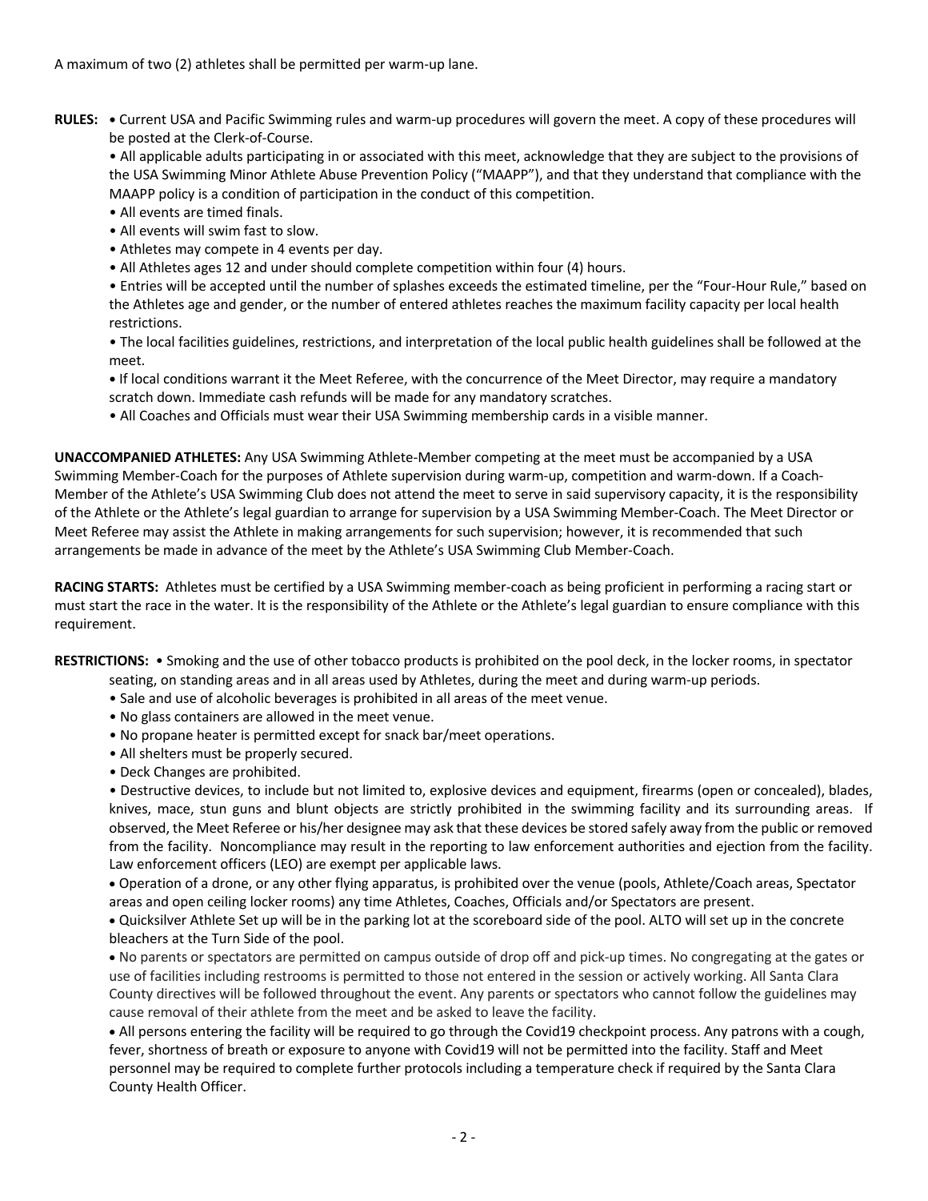A maximum of two (2) athletes shall be permitted per warm-up lane.

**RULES:** • Current USA and Pacific Swimming rules and warm-up procedures will govern the meet. A copy of these procedures will be posted at the Clerk-of-Course.

• All applicable adults participating in or associated with this meet, acknowledge that they are subject to the provisions of the USA Swimming Minor Athlete Abuse Prevention Policy ("MAAPP"), and that they understand that compliance with the MAAPP policy is a condition of participation in the conduct of this competition.

• All events are timed finals.

• All events will swim fast to slow.

• Athletes may compete in 4 events per day.

• All Athletes ages 12 and under should complete competition within four (4) hours.

• Entries will be accepted until the number of splashes exceeds the estimated timeline, per the "Four-Hour Rule," based on the Athletes age and gender, or the number of entered athletes reaches the maximum facility capacity per local health restrictions.

• The local facilities guidelines, restrictions, and interpretation of the local public health guidelines shall be followed at the meet.

• If local conditions warrant it the Meet Referee, with the concurrence of the Meet Director, may require a mandatory scratch down. Immediate cash refunds will be made for any mandatory scratches.

• All Coaches and Officials must wear their USA Swimming membership cards in a visible manner.

**UNACCOMPANIED ATHLETES:** Any USA Swimming Athlete-Member competing at the meet must be accompanied by a USA Swimming Member-Coach for the purposes of Athlete supervision during warm-up, competition and warm-down. If a Coach-Member of the Athlete's USA Swimming Club does not attend the meet to serve in said supervisory capacity, it is the responsibility of the Athlete or the Athlete's legal guardian to arrange for supervision by a USA Swimming Member-Coach. The Meet Director or Meet Referee may assist the Athlete in making arrangements for such supervision; however, it is recommended that such arrangements be made in advance of the meet by the Athlete's USA Swimming Club Member-Coach.

**RACING STARTS:** Athletes must be certified by a USA Swimming member-coach as being proficient in performing a racing start or must start the race in the water. It is the responsibility of the Athlete or the Athlete's legal guardian to ensure compliance with this requirement.

**RESTRICTIONS:** • Smoking and the use of other tobacco products is prohibited on the pool deck, in the locker rooms, in spectator seating, on standing areas and in all areas used by Athletes, during the meet and during warm-up periods.

• Sale and use of alcoholic beverages is prohibited in all areas of the meet venue.

• No glass containers are allowed in the meet venue.

• No propane heater is permitted except for snack bar/meet operations.

• All shelters must be properly secured.

• Deck Changes are prohibited.

• Destructive devices, to include but not limited to, explosive devices and equipment, firearms (open or concealed), blades, knives, mace, stun guns and blunt objects are strictly prohibited in the swimming facility and its surrounding areas. If observed, the Meet Referee or his/her designee may ask that these devices be stored safely away from the public or removed from the facility. Noncompliance may result in the reporting to law enforcement authorities and ejection from the facility. Law enforcement officers (LEO) are exempt per applicable laws.

• Operation of a drone, or any other flying apparatus, is prohibited over the venue (pools, Athlete/Coach areas, Spectator areas and open ceiling locker rooms) any time Athletes, Coaches, Officials and/or Spectators are present.

• Quicksilver Athlete Set up will be in the parking lot at the scoreboard side of the pool. ALTO will set up in the concrete bleachers at the Turn Side of the pool.

• No parents or spectators are permitted on campus outside of drop off and pick-up times. No congregating at the gates or use of facilities including restrooms is permitted to those not entered in the session or actively working. All Santa Clara County directives will be followed throughout the event. Any parents or spectators who cannot follow the guidelines may cause removal of their athlete from the meet and be asked to leave the facility.

• All persons entering the facility will be required to go through the Covid19 checkpoint process. Any patrons with a cough, fever, shortness of breath or exposure to anyone with Covid19 will not be permitted into the facility. Staff and Meet personnel may be required to complete further protocols including a temperature check if required by the Santa Clara County Health Officer.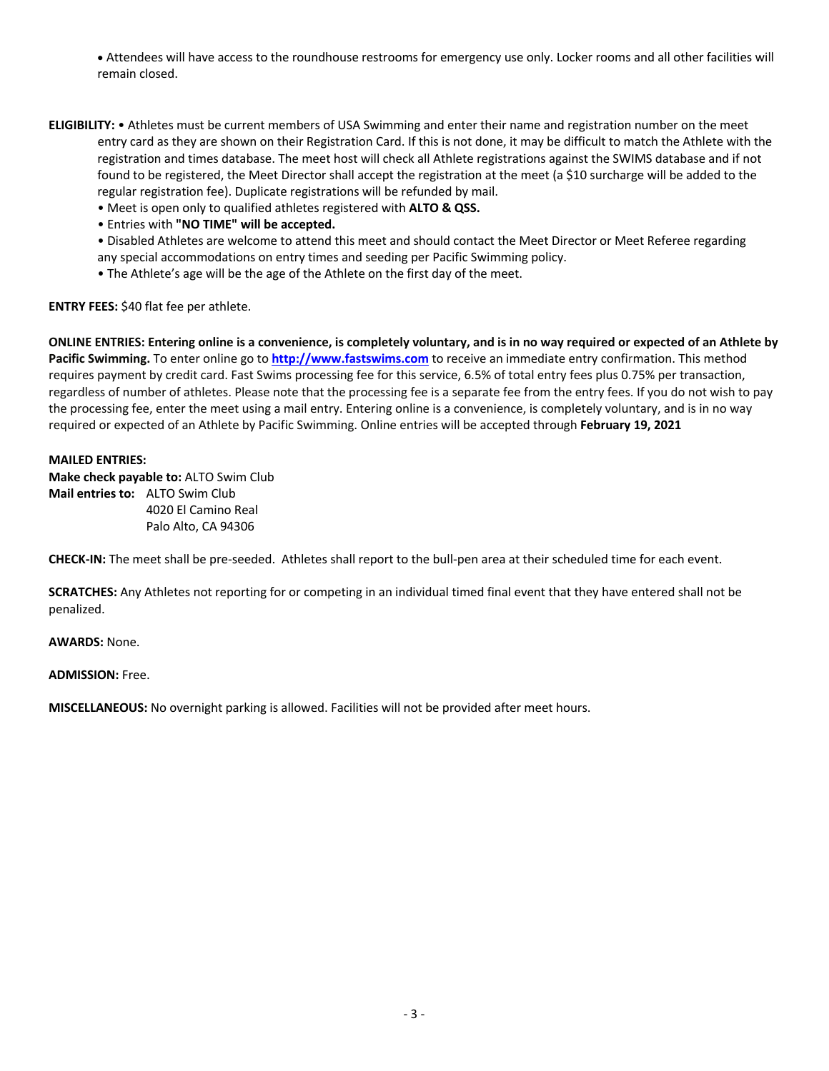• Attendees will have access to the roundhouse restrooms for emergency use only. Locker rooms and all other facilities will remain closed.

**ELIGIBILITY:** • Athletes must be current members of USA Swimming and enter their name and registration number on the meet entry card as they are shown on their Registration Card. If this is not done, it may be difficult to match the Athlete with the registration and times database. The meet host will check all Athlete registrations against the SWIMS database and if not found to be registered, the Meet Director shall accept the registration at the meet (a $10 surcharge will be added to the regular registration fee). Duplicate registrations will be refunded by mail.

- Meet is open only to qualified athletes registered with **ALTO & QSS.**
- Entries with **"NO TIME" will be accepted.**
- Disabled Athletes are welcome to attend this meet and should contact the Meet Director or Meet Referee regarding any special accommodations on entry times and seeding per Pacific Swimming policy.
- The Athlete's age will be the age of the Athlete on the first day of the meet.

**ENTRY FEES:** $40 flat fee per athlete.

**ONLINE ENTRIES: Entering online is a convenience, is completely voluntary, and is in no way required or expected of an Athlete by Pacific Swimming.** To enter online go to **[http://www.fastswims.com](http://www.fastswims.com)** to receive an immediate entry confirmation. This method requires payment by credit card. Fast Swims processing fee for this service, 6.5% of total entry fees plus 0.75% per transaction, regardless of number of athletes. Please note that the processing fee is a separate fee from the entry fees. If you do not wish to pay the processing fee, enter the meet using a mail entry. Entering online is a convenience, is completely voluntary, and is in no way required or expected of an Athlete by Pacific Swimming. Online entries will be accepted through **February 19, 2021**

**MAILED ENTRIES:**
**Make check payable to:** ALTO Swim Club
**Mail entries to:** ALTO Swim Club
4020 El Camino Real
Palo Alto, CA 94306

**CHECK-IN:** The meet shall be pre-seeded. Athletes shall report to the bull-pen area at their scheduled time for each event.

**SCRATCHES:** Any Athletes not reporting for or competing in an individual timed final event that they have entered shall not be penalized.

**AWARDS:** None.

**ADMISSION:** Free.

**MISCELLANEOUS:** No overnight parking is allowed. Facilities will not be provided after meet hours.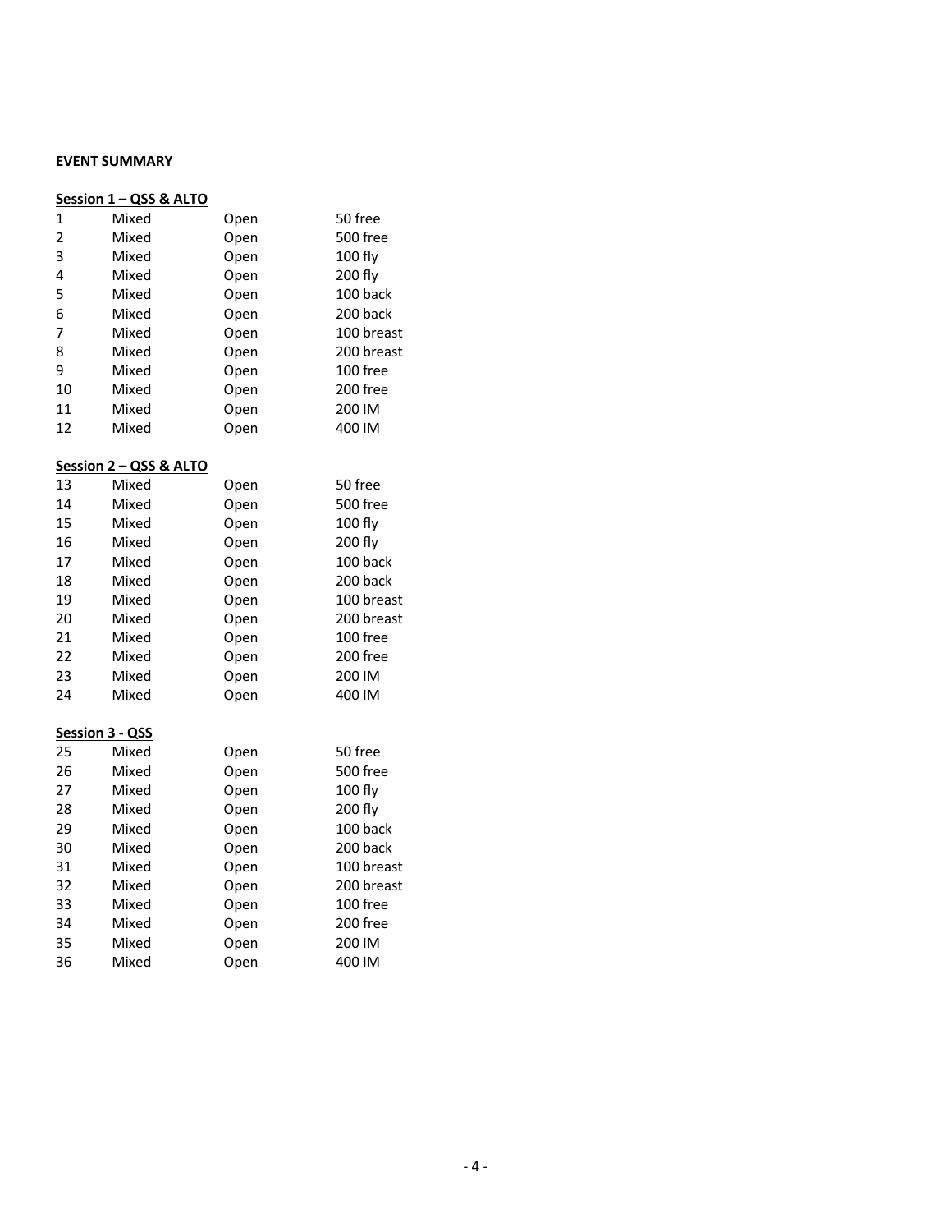**EVENT SUMMARY**

**Session 1 – QSS & ALTO**

| | | | |
|---|---|---|---|
| 1 | Mixed | Open | 50 free |
| 2 | Mixed | Open | 500 free |
| 3 | Mixed | Open | 100 fly |
| 4 | Mixed | Open | 200 fly |
| 5 | Mixed | Open | 100 back |
| 6 | Mixed | Open | 200 back |
| 7 | Mixed | Open | 100 breast |
| 8 | Mixed | Open | 200 breast |
| 9 | Mixed | Open | 100 free |
| 10 | Mixed | Open | 200 free |
| 11 | Mixed | Open | 200 IM |
| 12 | Mixed | Open | 400 IM |

**Session 2 – QSS & ALTO**

| | | | |
|---|---|---|---|
| 13 | Mixed | Open | 50 free |
| 14 | Mixed | Open | 500 free |
| 15 | Mixed | Open | 100 fly |
| 16 | Mixed | Open | 200 fly |
| 17 | Mixed | Open | 100 back |
| 18 | Mixed | Open | 200 back |
| 19 | Mixed | Open | 100 breast |
| 20 | Mixed | Open | 200 breast |
| 21 | Mixed | Open | 100 free |
| 22 | Mixed | Open | 200 free |
| 23 | Mixed | Open | 200 IM |
| 24 | Mixed | Open | 400 IM |

**Session 3 - QSS**

| | | | |
|---|---|---|---|
| 25 | Mixed | Open | 50 free |
| 26 | Mixed | Open | 500 free |
| 27 | Mixed | Open | 100 fly |
| 28 | Mixed | Open | 200 fly |
| 29 | Mixed | Open | 100 back |
| 30 | Mixed | Open | 200 back |
| 31 | Mixed | Open | 100 breast |
| 32 | Mixed | Open | 200 breast |
| 33 | Mixed | Open | 100 free |
| 34 | Mixed | Open | 200 free |
| 35 | Mixed | Open | 200 IM |
| 36 | Mixed | Open | 400 IM |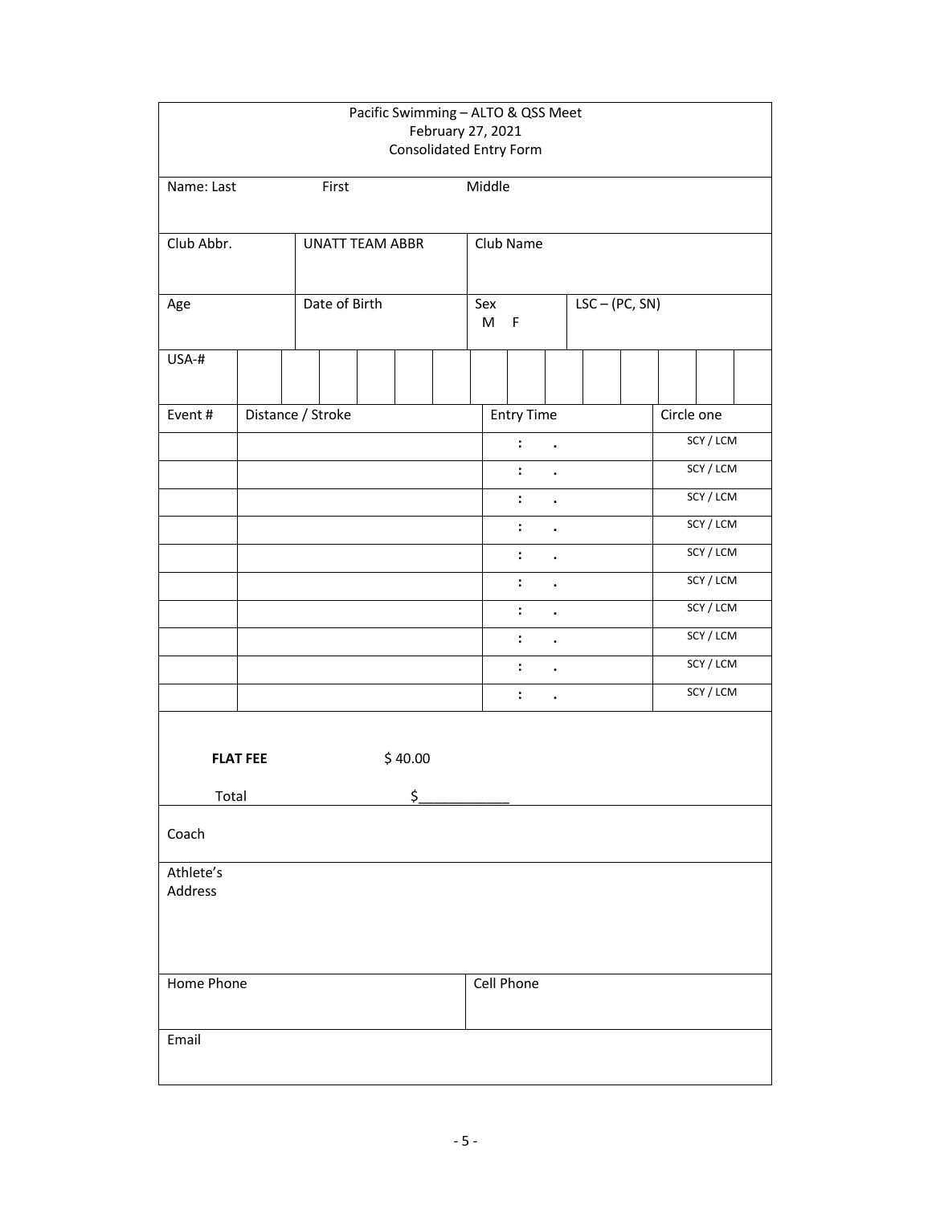Pacific Swimming – ALTO & QSS Meet
February 27, 2021
Consolidated Entry Form

| | | | |
|---|---|---|---|
| Name: Last | First | Middle | |
| Club Abbr. | UNATT TEAM ABBR | Club Name | |
| Age | Date of Birth | Sex M F | LSC – (PC, SN) |
| USA-# | | | |

| Event # | Distance / Stroke | Entry Time | Circle one |
|---|---|---|---|
| | | : . | SCY / LCM |
| | | : . | SCY / LCM |
| | | : . | SCY / LCM |
| | | : . | SCY / LCM |
| | | : . | SCY / LCM |
| | | : . | SCY / LCM |
| | | : . | SCY / LCM |
| | | : . | SCY / LCM |
| | | : . | SCY / LCM |
| | | : . | SCY / LCM |

**FLAT FEE** $ 40.00

Total $___________

| | |
|---|---|
| Coach | |
| Athlete's Address | |
| Home Phone | Cell Phone |
| Email | |